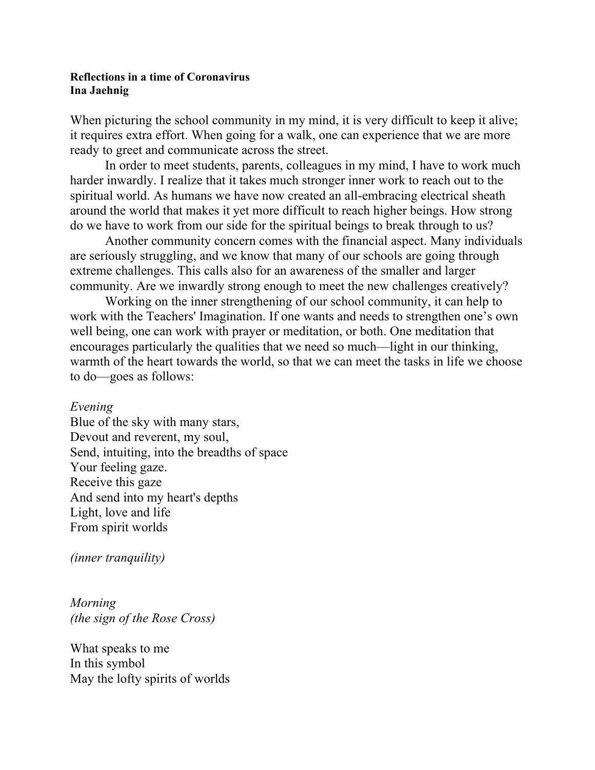**Reflections in a time of Coronavirus**
**Ina Jaehnig**

When picturing the school community in my mind, it is very difficult to keep it alive; it requires extra effort. When going for a walk, one can experience that we are more ready to greet and communicate across the street.

In order to meet students, parents, colleagues in my mind, I have to work much harder inwardly. I realize that it takes much stronger inner work to reach out to the spiritual world. As humans we have now created an all-embracing electrical sheath around the world that makes it yet more difficult to reach higher beings. How strong do we have to work from our side for the spiritual beings to break through to us?

Another community concern comes with the financial aspect. Many individuals are seriously struggling, and we know that many of our schools are going through extreme challenges. This calls also for an awareness of the smaller and larger community. Are we inwardly strong enough to meet the new challenges creatively?

Working on the inner strengthening of our school community, it can help to work with the Teachers' Imagination. If one wants and needs to strengthen one's own well being, one can work with prayer or meditation, or both. One meditation that encourages particularly the qualities that we need so much—light in our thinking, warmth of the heart towards the world, so that we can meet the tasks in life we choose to do—goes as follows:

*Evening*
Blue of the sky with many stars,
Devout and reverent, my soul,
Send, intuiting, into the breadths of space
Your feeling gaze.
Receive this gaze
And send into my heart's depths
Light, love and life
From spirit worlds

*(inner tranquility)*

*Morning*
*(the sign of the Rose Cross)*

What speaks to me
In this symbol
May the lofty spirits of worlds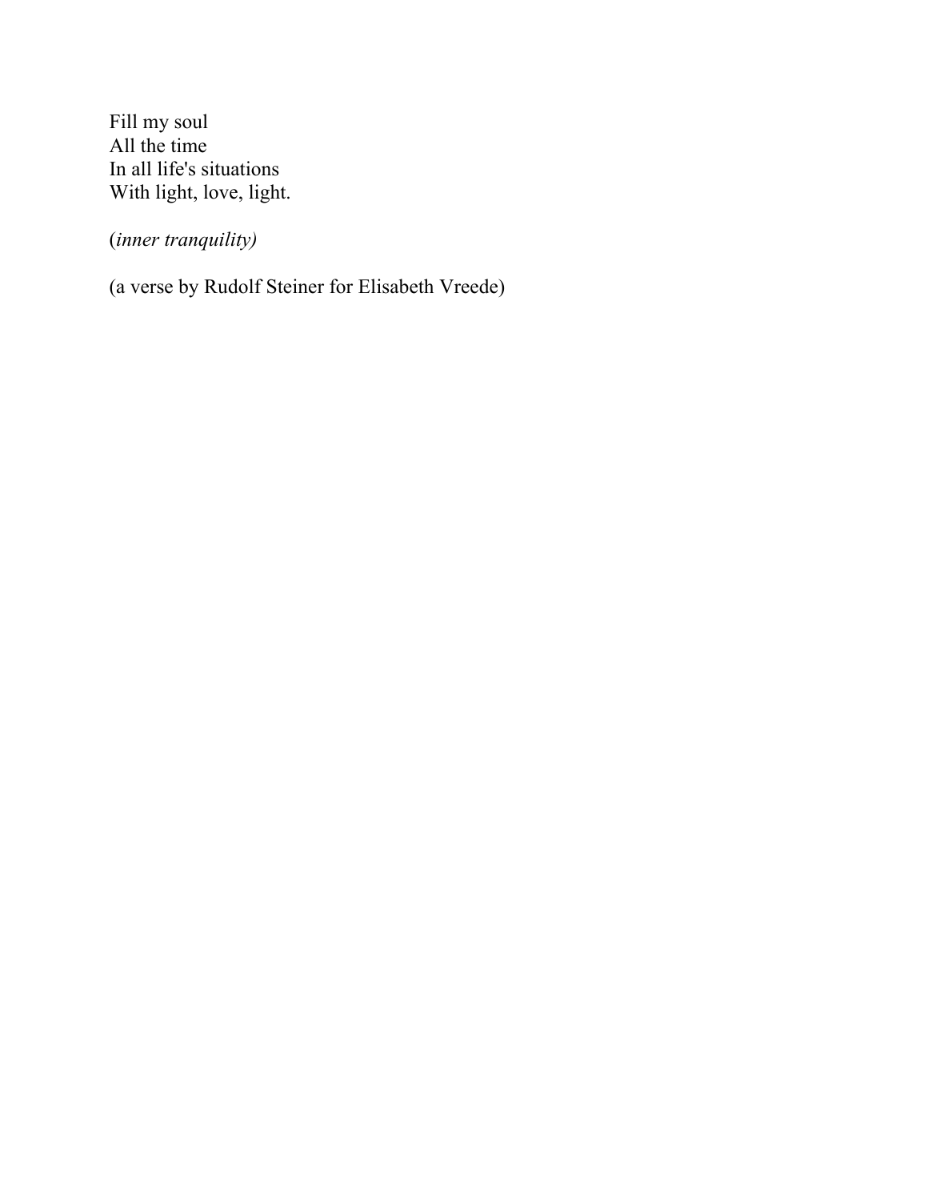Fill my soul  
All the time  
In all life's situations  
With light, love, light.

(*inner tranquility)*

(a verse by Rudolf Steiner for Elisabeth Vreede)